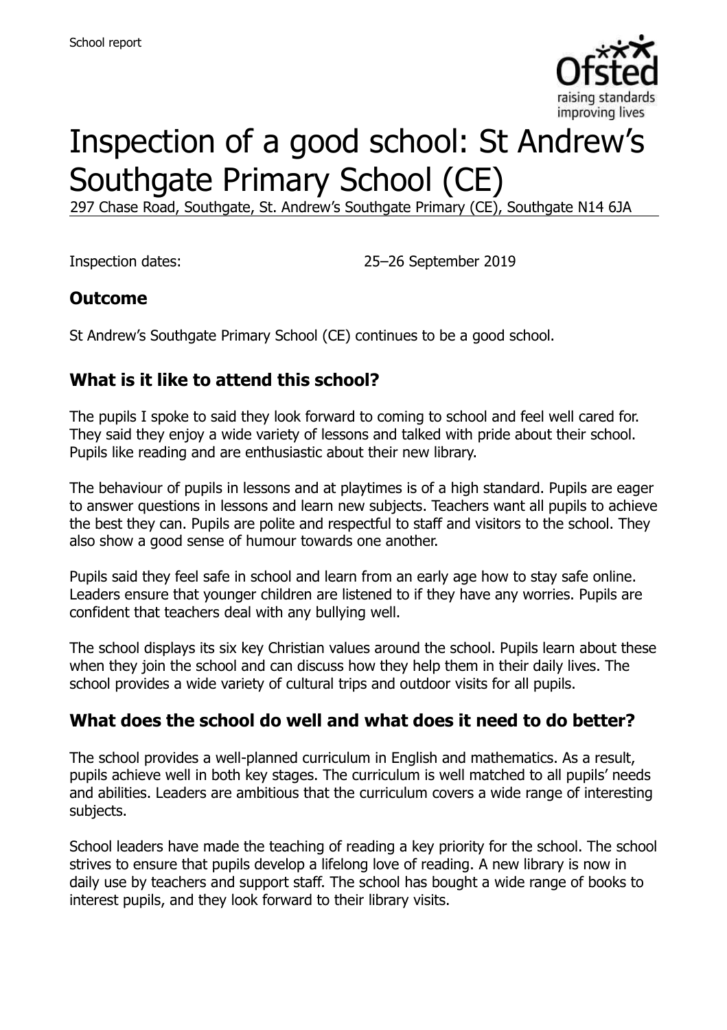School report

# Inspection of a good school: St Andrew's Southgate Primary School (CE)

297 Chase Road, Southgate, St. Andrew's Southgate Primary (CE), Southgate N14 6JA

Inspection dates: 25–26 September 2019

## Outcome

St Andrew's Southgate Primary School (CE) continues to be a good school.

## What is it like to attend this school?

The pupils I spoke to said they look forward to coming to school and feel well cared for. They said they enjoy a wide variety of lessons and talked with pride about their school. Pupils like reading and are enthusiastic about their new library.

The behaviour of pupils in lessons and at playtimes is of a high standard. Pupils are eager to answer questions in lessons and learn new subjects. Teachers want all pupils to achieve the best they can. Pupils are polite and respectful to staff and visitors to the school. They also show a good sense of humour towards one another.

Pupils said they feel safe in school and learn from an early age how to stay safe online. Leaders ensure that younger children are listened to if they have any worries. Pupils are confident that teachers deal with any bullying well.

The school displays its six key Christian values around the school. Pupils learn about these when they join the school and can discuss how they help them in their daily lives. The school provides a wide variety of cultural trips and outdoor visits for all pupils.

## What does the school do well and what does it need to do better?

The school provides a well-planned curriculum in English and mathematics. As a result, pupils achieve well in both key stages. The curriculum is well matched to all pupils' needs and abilities. Leaders are ambitious that the curriculum covers a wide range of interesting subjects.

School leaders have made the teaching of reading a key priority for the school. The school strives to ensure that pupils develop a lifelong love of reading. A new library is now in daily use by teachers and support staff. The school has bought a wide range of books to interest pupils, and they look forward to their library visits.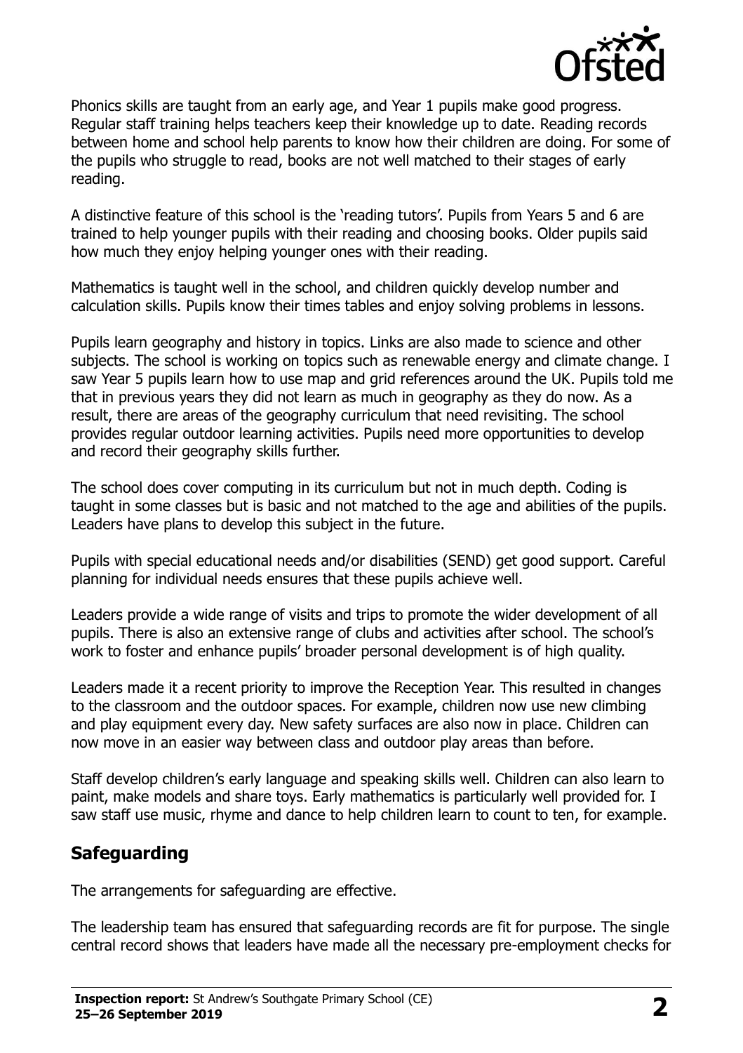Phonics skills are taught from an early age, and Year 1 pupils make good progress. Regular staff training helps teachers keep their knowledge up to date. Reading records between home and school help parents to know how their children are doing. For some of the pupils who struggle to read, books are not well matched to their stages of early reading.

A distinctive feature of this school is the 'reading tutors'. Pupils from Years 5 and 6 are trained to help younger pupils with their reading and choosing books. Older pupils said how much they enjoy helping younger ones with their reading.

Mathematics is taught well in the school, and children quickly develop number and calculation skills. Pupils know their times tables and enjoy solving problems in lessons.

Pupils learn geography and history in topics. Links are also made to science and other subjects. The school is working on topics such as renewable energy and climate change. I saw Year 5 pupils learn how to use map and grid references around the UK. Pupils told me that in previous years they did not learn as much in geography as they do now. As a result, there are areas of the geography curriculum that need revisiting. The school provides regular outdoor learning activities. Pupils need more opportunities to develop and record their geography skills further.

The school does cover computing in its curriculum but not in much depth. Coding is taught in some classes but is basic and not matched to the age and abilities of the pupils. Leaders have plans to develop this subject in the future.

Pupils with special educational needs and/or disabilities (SEND) get good support. Careful planning for individual needs ensures that these pupils achieve well.

Leaders provide a wide range of visits and trips to promote the wider development of all pupils. There is also an extensive range of clubs and activities after school. The school's work to foster and enhance pupils' broader personal development is of high quality.

Leaders made it a recent priority to improve the Reception Year. This resulted in changes to the classroom and the outdoor spaces. For example, children now use new climbing and play equipment every day. New safety surfaces are also now in place. Children can now move in an easier way between class and outdoor play areas than before.

Staff develop children's early language and speaking skills well. Children can also learn to paint, make models and share toys. Early mathematics is particularly well provided for. I saw staff use music, rhyme and dance to help children learn to count to ten, for example.

## Safeguarding

The arrangements for safeguarding are effective.

The leadership team has ensured that safeguarding records are fit for purpose. The single central record shows that leaders have made all the necessary pre-employment checks for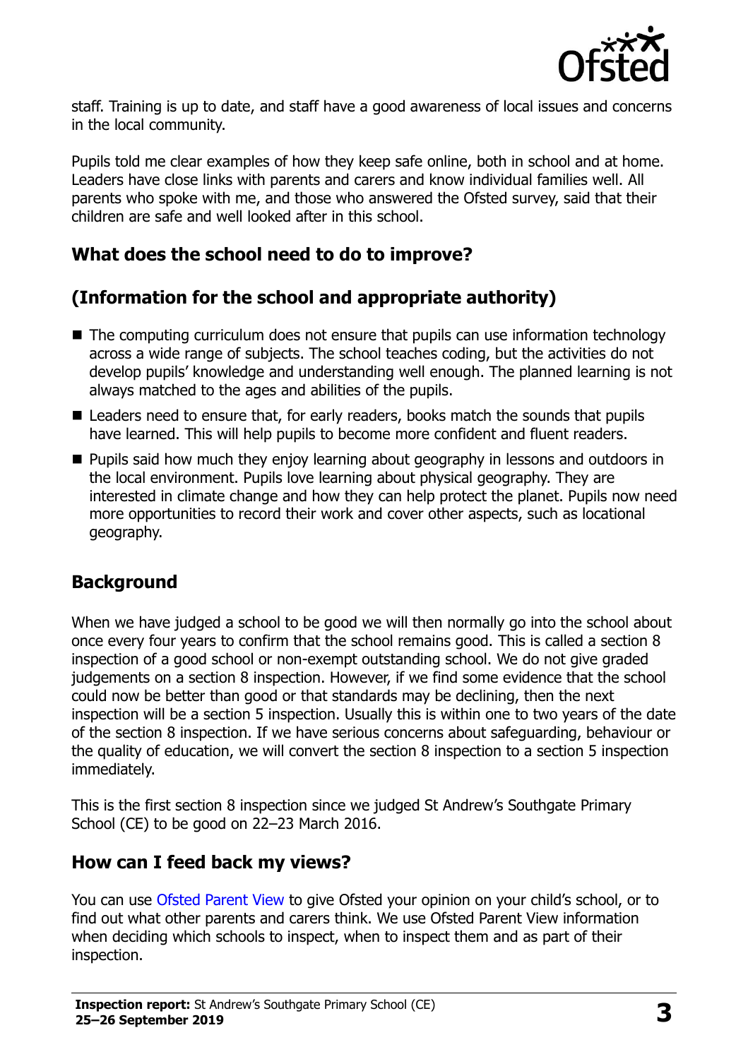staff. Training is up to date, and staff have a good awareness of local issues and concerns in the local community.

Pupils told me clear examples of how they keep safe online, both in school and at home. Leaders have close links with parents and carers and know individual families well. All parents who spoke with me, and those who answered the Ofsted survey, said that their children are safe and well looked after in this school.

## What does the school need to do to improve?

## (Information for the school and appropriate authority)

- The computing curriculum does not ensure that pupils can use information technology across a wide range of subjects. The school teaches coding, but the activities do not develop pupils' knowledge and understanding well enough. The planned learning is not always matched to the ages and abilities of the pupils.
- Leaders need to ensure that, for early readers, books match the sounds that pupils have learned. This will help pupils to become more confident and fluent readers.
- Pupils said how much they enjoy learning about geography in lessons and outdoors in the local environment. Pupils love learning about physical geography. They are interested in climate change and how they can help protect the planet. Pupils now need more opportunities to record their work and cover other aspects, such as locational geography.

## Background

When we have judged a school to be good we will then normally go into the school about once every four years to confirm that the school remains good. This is called a section 8 inspection of a good school or non-exempt outstanding school. We do not give graded judgements on a section 8 inspection. However, if we find some evidence that the school could now be better than good or that standards may be declining, then the next inspection will be a section 5 inspection. Usually this is within one to two years of the date of the section 8 inspection. If we have serious concerns about safeguarding, behaviour or the quality of education, we will convert the section 8 inspection to a section 5 inspection immediately.

This is the first section 8 inspection since we judged St Andrew's Southgate Primary School (CE) to be good on 22–23 March 2016.

## How can I feed back my views?

You can use Ofsted Parent View to give Ofsted your opinion on your child's school, or to find out what other parents and carers think. We use Ofsted Parent View information when deciding which schools to inspect, when to inspect them and as part of their inspection.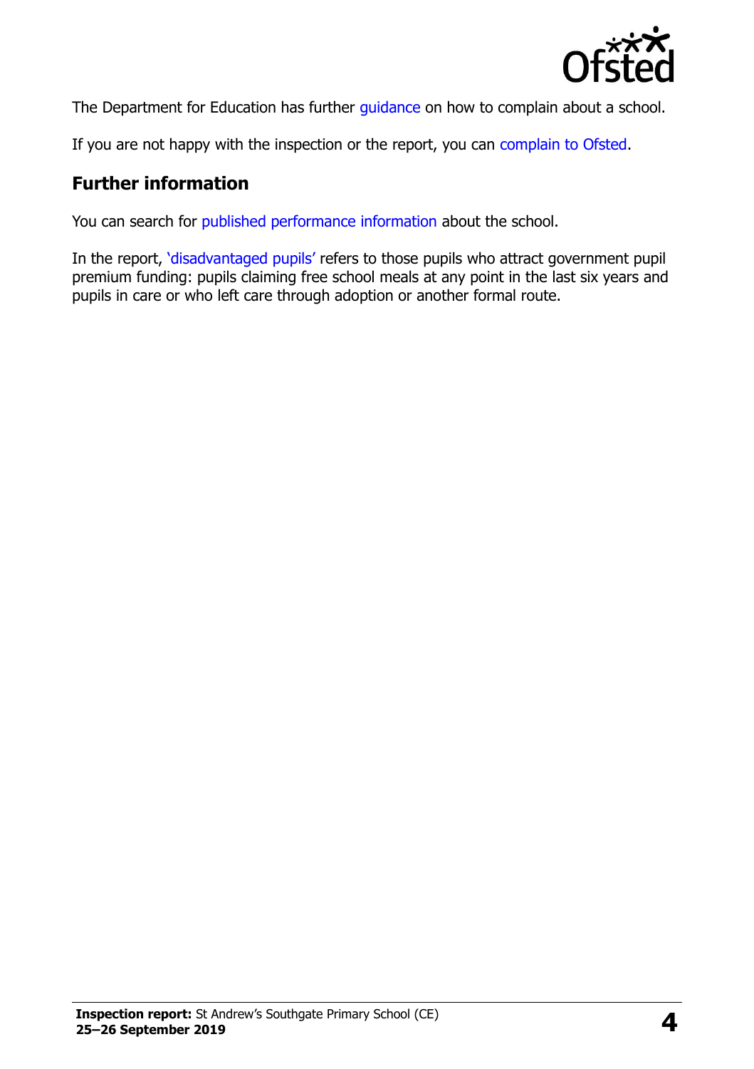The Department for Education has further guidance on how to complain about a school.

If you are not happy with the inspection or the report, you can complain to Ofsted.

## Further information

You can search for published performance information about the school.

In the report, 'disadvantaged pupils' refers to those pupils who attract government pupil premium funding: pupils claiming free school meals at any point in the last six years and pupils in care or who left care through adoption or another formal route.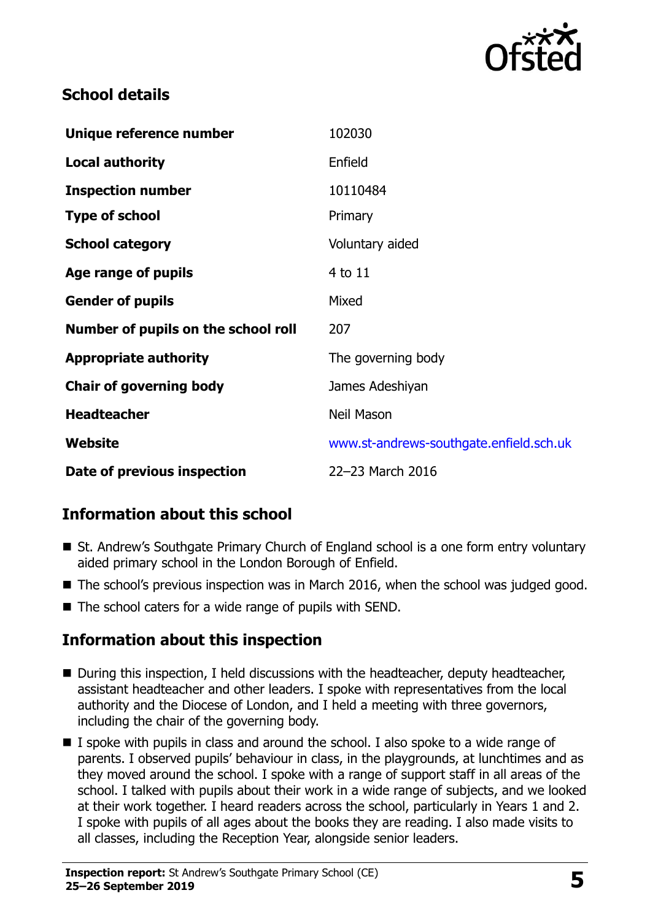## School details

| | |
|---|---|
| **Unique reference number** | 102030 |
| **Local authority** | Enfield |
| **Inspection number** | 10110484 |
| **Type of school** | Primary |
| **School category** | Voluntary aided |
| **Age range of pupils** | 4 to 11 |
| **Gender of pupils** | Mixed |
| **Number of pupils on the school roll** | 207 |
| **Appropriate authority** | The governing body |
| **Chair of governing body** | James Adeshiyan |
| **Headteacher** | Neil Mason |
| **Website** | www.st-andrews-southgate.enfield.sch.uk |
| **Date of previous inspection** | 22–23 March 2016 |

## Information about this school

- St. Andrew's Southgate Primary Church of England school is a one form entry voluntary aided primary school in the London Borough of Enfield.
- The school's previous inspection was in March 2016, when the school was judged good.
- The school caters for a wide range of pupils with SEND.

## Information about this inspection

- During this inspection, I held discussions with the headteacher, deputy headteacher, assistant headteacher and other leaders. I spoke with representatives from the local authority and the Diocese of London, and I held a meeting with three governors, including the chair of the governing body.
- I spoke with pupils in class and around the school. I also spoke to a wide range of parents. I observed pupils' behaviour in class, in the playgrounds, at lunchtimes and as they moved around the school. I spoke with a range of support staff in all areas of the school. I talked with pupils about their work in a wide range of subjects, and we looked at their work together. I heard readers across the school, particularly in Years 1 and 2. I spoke with pupils of all ages about the books they are reading. I also made visits to all classes, including the Reception Year, alongside senior leaders.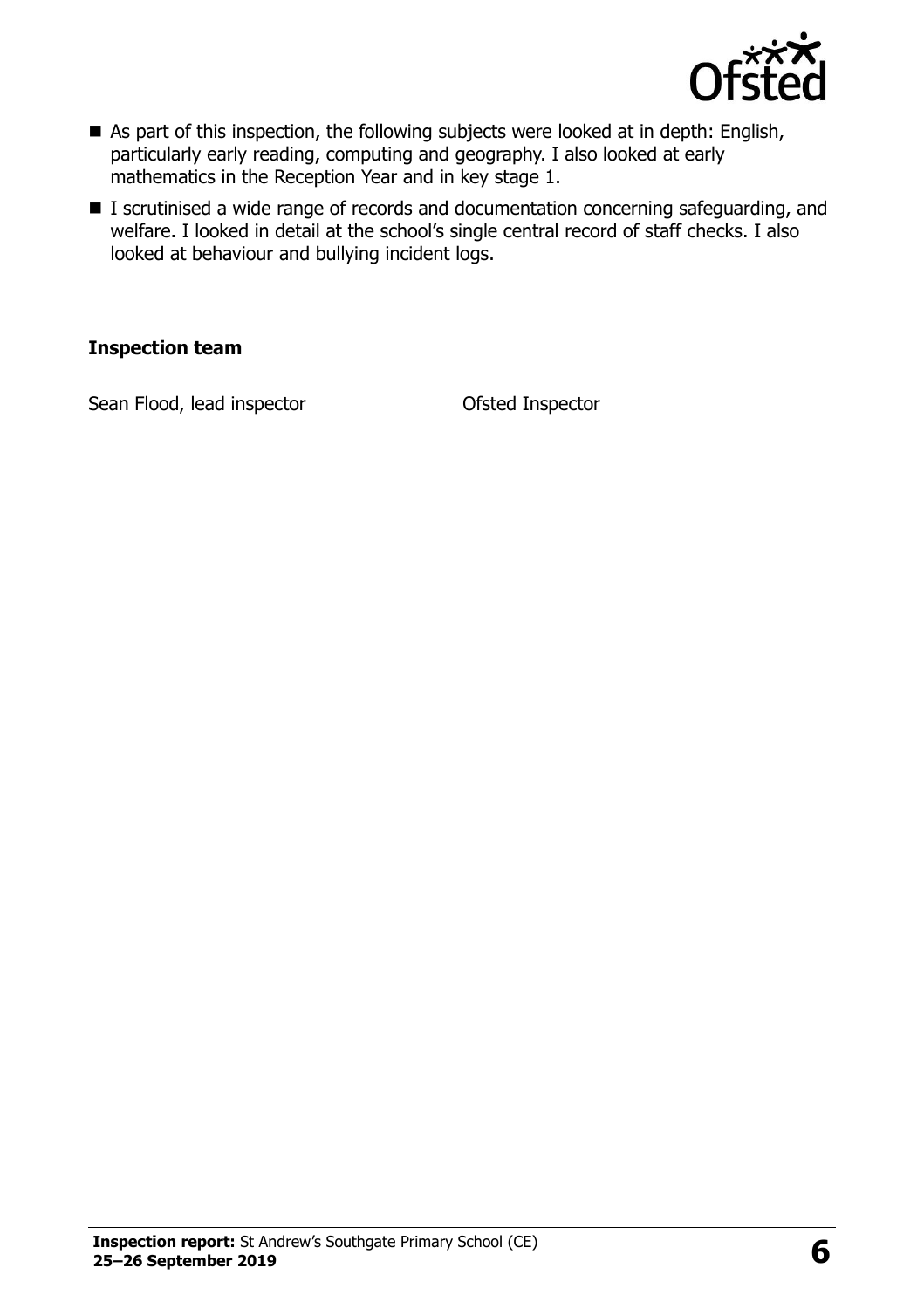- As part of this inspection, the following subjects were looked at in depth: English, particularly early reading, computing and geography. I also looked at early mathematics in the Reception Year and in key stage 1.
- I scrutinised a wide range of records and documentation concerning safeguarding, and welfare. I looked in detail at the school's single central record of staff checks. I also looked at behaviour and bullying incident logs.

### Inspection team

| | |
|---|---|
| Sean Flood, lead inspector | Ofsted Inspector |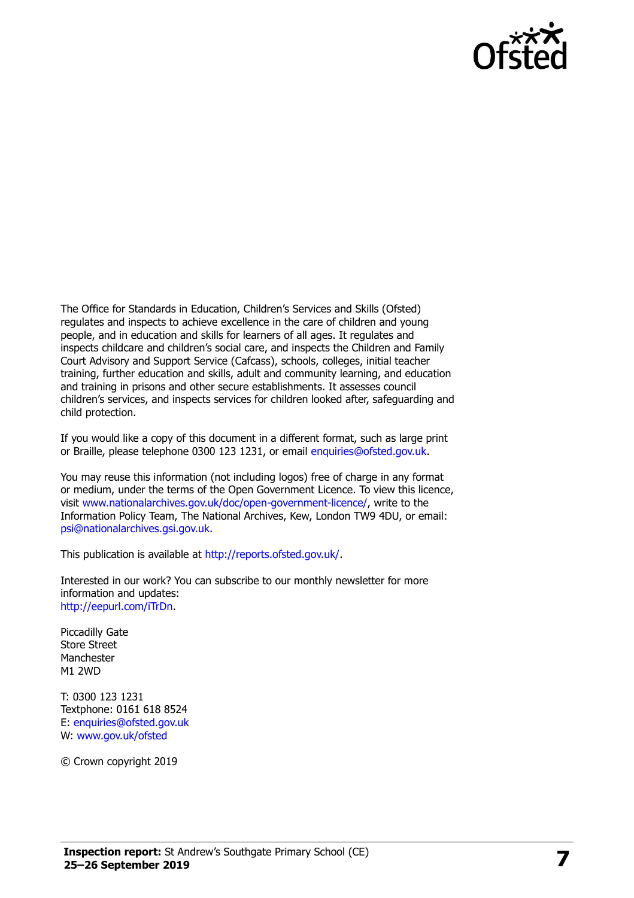The Office for Standards in Education, Children's Services and Skills (Ofsted) regulates and inspects to achieve excellence in the care of children and young people, and in education and skills for learners of all ages. It regulates and inspects childcare and children's social care, and inspects the Children and Family Court Advisory and Support Service (Cafcass), schools, colleges, initial teacher training, further education and skills, adult and community learning, and education and training in prisons and other secure establishments. It assesses council children's services, and inspects services for children looked after, safeguarding and child protection.

If you would like a copy of this document in a different format, such as large print or Braille, please telephone 0300 123 1231, or email enquiries@ofsted.gov.uk.

You may reuse this information (not including logos) free of charge in any format or medium, under the terms of the Open Government Licence. To view this licence, visit www.nationalarchives.gov.uk/doc/open-government-licence/, write to the Information Policy Team, The National Archives, Kew, London TW9 4DU, or email: psi@nationalarchives.gsi.gov.uk.

This publication is available at http://reports.ofsted.gov.uk/.

Interested in our work? You can subscribe to our monthly newsletter for more information and updates:
http://eepurl.com/iTrDn.

Piccadilly Gate
Store Street
Manchester
M1 2WD

T: 0300 123 1231
Textphone: 0161 618 8524
E: enquiries@ofsted.gov.uk
W: www.gov.uk/ofsted

© Crown copyright 2019